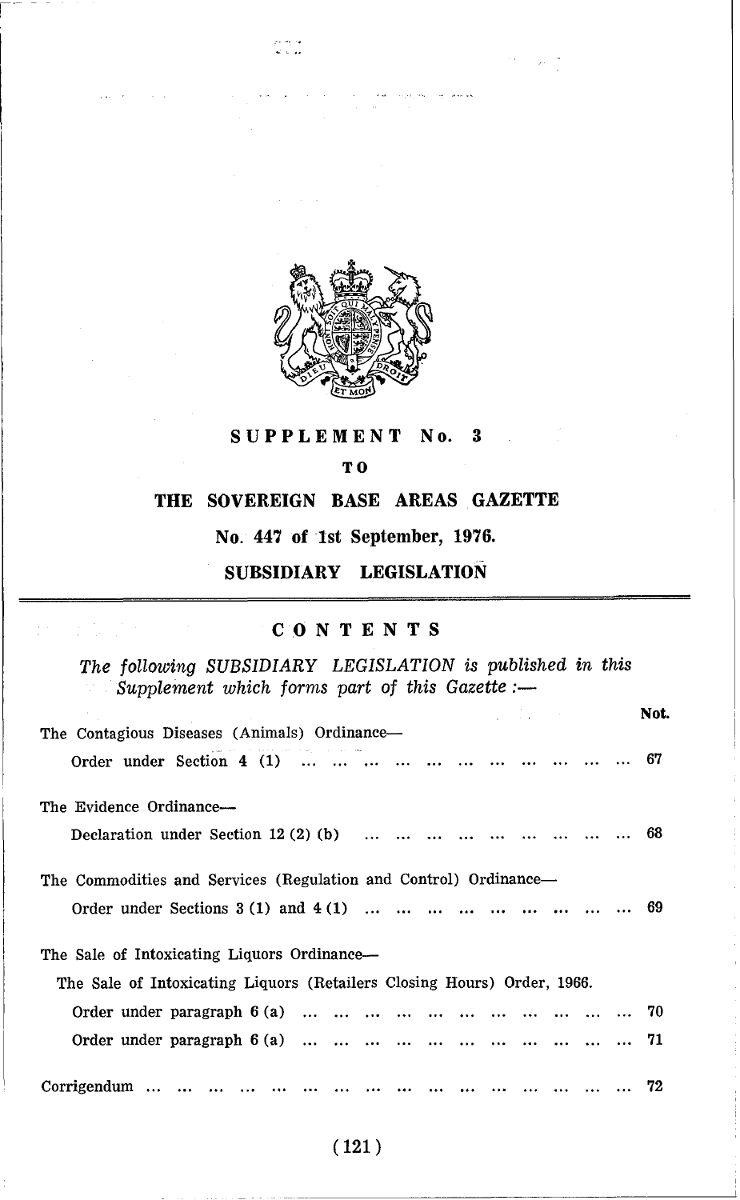# SUPPLEMENT No. 3

## TO

## THE SOVEREIGN BASE AREAS GAZETTE

## No. 447 of 1st September, 1976.

## SUBSIDIARY LEGISLATION

### CONTENTS

*The following SUBSIDIARY LEGISLATION is published in this Supplement which forms part of this Gazette :—*

| | Not. |
|---|---|
| The Contagious Diseases (Animals) Ordinance— | |
| Order under Section 4 (1) ... ... ... ... ... ... ... ... ... ... ... ... | 67 |
| The Evidence Ordinance— | |
| Declaration under Section 12 (2) (b) ... ... ... ... ... ... ... ... ... | 68 |
| The Commodities and Services (Regulation and Control) Ordinance— | |
| Order under Sections 3 (1) and 4 (1) ... ... ... ... ... ... ... ... | 69 |
| The Sale of Intoxicating Liquors Ordinance— | |
| The Sale of Intoxicating Liquors (Retailers Closing Hours) Order, 1966. | |
| Order under paragraph 6 (a) ... ... ... ... ... ... ... ... ... ... ... | 70 |
| Order under paragraph 6 (a) ... ... ... ... ... ... ... ... ... ... ... | 71 |
| Corrigendum ... ... ... ... ... ... ... ... ... ... ... ... ... ... ... | 72 |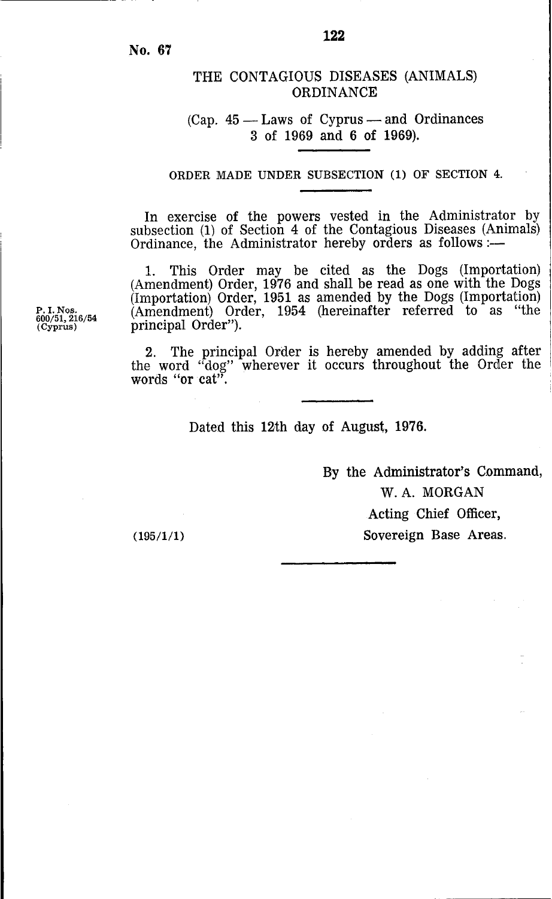No. 67

## THE CONTAGIOUS DISEASES (ANIMALS) ORDINANCE

(Cap. 45 — Laws of Cyprus — and Ordinances 3 of 1969 and 6 of 1969).

### ORDER MADE UNDER SUBSECTION (1) OF SECTION 4.

In exercise of the powers vested in the Administrator by subsection (1) of Section 4 of the Contagious Diseases (Animals) Ordinance, the Administrator hereby orders as follows :—

P. I. Nos. 600/51, 216/54 (Cyprus)

1. This Order may be cited as the Dogs (Importation) (Amendment) Order, 1976 and shall be read as one with the Dogs (Importation) Order, 1951 as amended by the Dogs (Importation) (Amendment) Order, 1954 (hereinafter referred to as "the principal Order").

2. The principal Order is hereby amended by adding after the word "dog" wherever it occurs throughout the Order the words "or cat".

Dated this 12th day of August, 1976.

By the Administrator's Command,

W. A. MORGAN

Acting Chief Officer,

Sovereign Base Areas.

(195/1/1)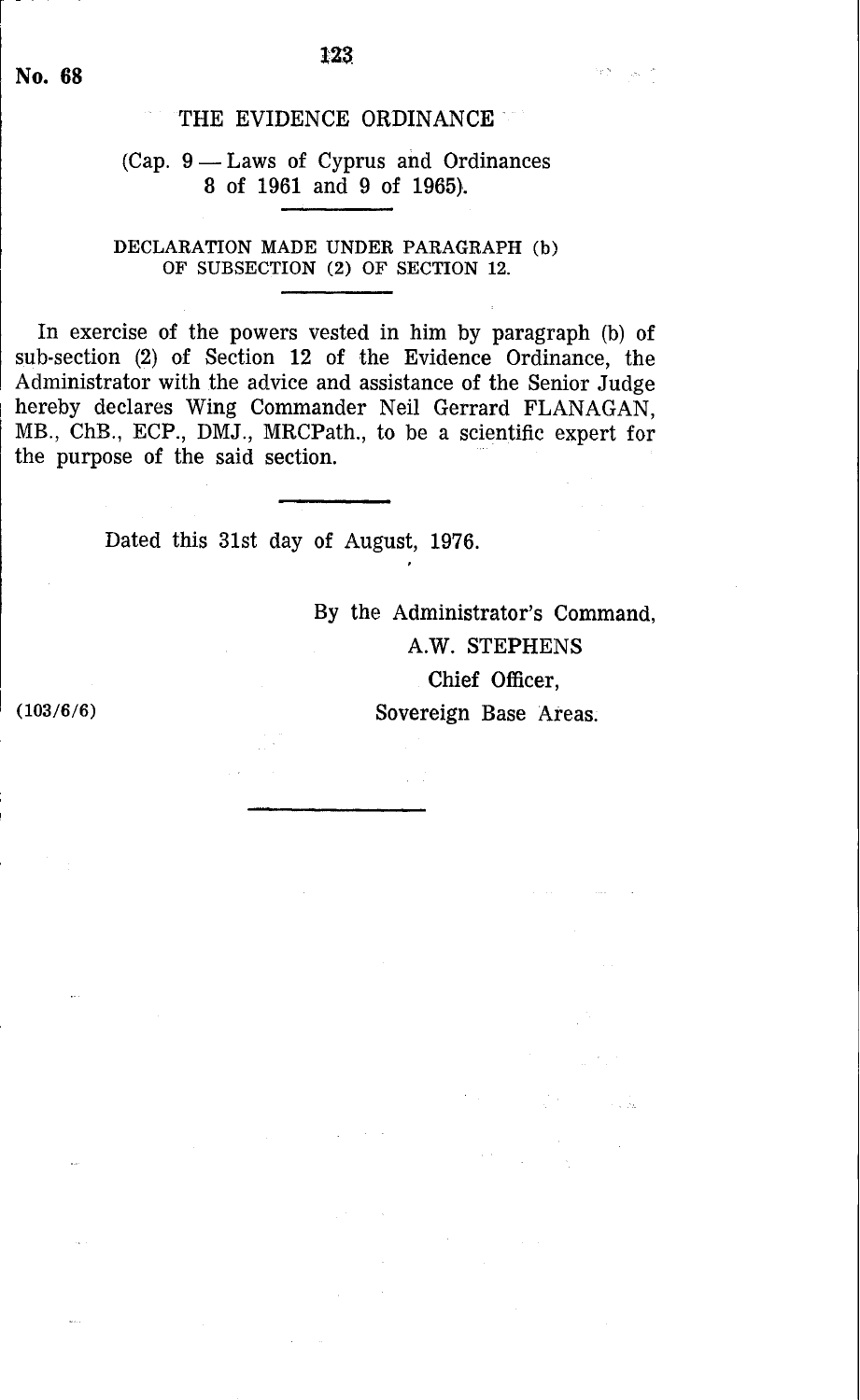No. 68

# THE EVIDENCE ORDINANCE

(Cap. 9 — Laws of Cyprus and Ordinances 8 of 1961 and 9 of 1965).

## DECLARATION MADE UNDER PARAGRAPH (b) OF SUBSECTION (2) OF SECTION 12.

In exercise of the powers vested in him by paragraph (b) of sub-section (2) of Section 12 of the Evidence Ordinance, the Administrator with the advice and assistance of the Senior Judge hereby declares Wing Commander Neil Gerrard FLANAGAN, MB., ChB., ECP., DMJ., MRCPath., to be a scientific expert for the purpose of the said section.

Dated this 31st day of August, 1976.

By the Administrator's Command,
A.W. STEPHENS
Chief Officer,
Sovereign Base Areas.

(103/6/6)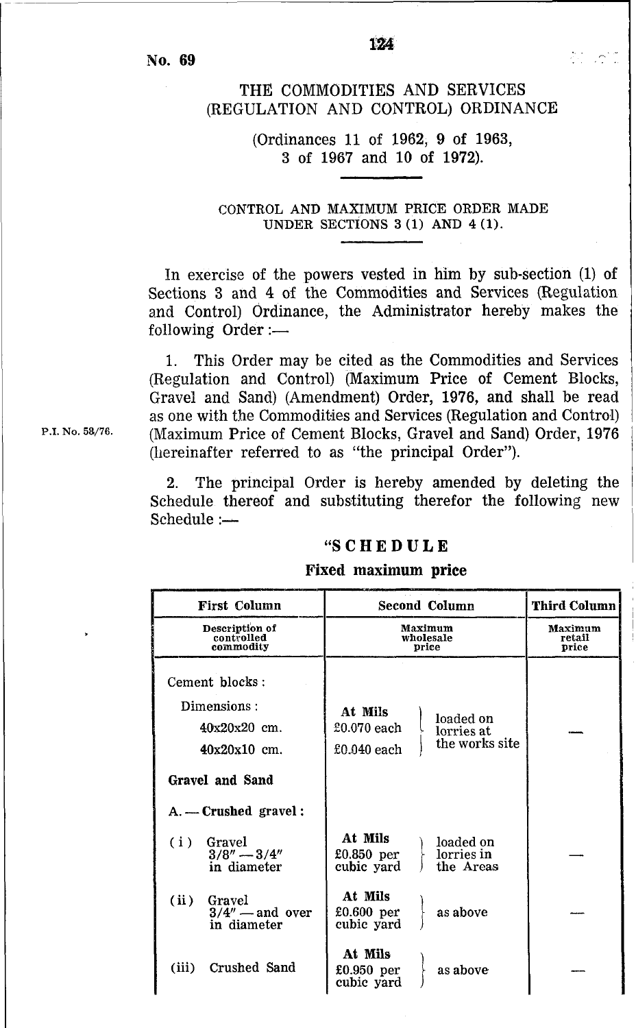No. 69

# THE COMMODITIES AND SERVICES (REGULATION AND CONTROL) ORDINANCE

(Ordinances 11 of 1962, 9 of 1963, 3 of 1967 and 10 of 1972).

## CONTROL AND MAXIMUM PRICE ORDER MADE UNDER SECTIONS 3 (1) AND 4 (1).

In exercise of the powers vested in him by sub-section (1) of Sections 3 and 4 of the Commodities and Services (Regulation and Control) Ordinance, the Administrator hereby makes the following Order :—

1. This Order may be cited as the Commodities and Services (Regulation and Control) (Maximum Price of Cement Blocks, Gravel and Sand) (Amendment) Order, 1976, and shall be read as one with the Commodities and Services (Regulation and Control) (Maximum Price of Cement Blocks, Gravel and Sand) Order, 1976 (hereinafter referred to as "the principal Order").

P.I. No. 58/76.

2. The principal Order is hereby amended by deleting the Schedule thereof and substituting therefor the following new Schedule :—

"**SCHEDULE**

**Fixed maximum price**

| First Column | Second Column | | Third Column |
|---|---|---|---|
| Description of controlled commodity | Maximum wholesale price | | Maximum retail price |
| Cement blocks : | | | |
| Dimensions : | | | |
| 40x20x20 cm. | **At Mils** £0.070 each | loaded on lorries at the works site | — |
| 40x20x10 cm. | £0.040 each | | |
| **Gravel and Sand** | | | |
| **A. — Crushed gravel :** | | | |
| (i) Gravel 3/8″ — 3/4″ in diameter | **At Mils** £0.850 per cubic yard | loaded on lorries in the Areas | — |
| (ii) Gravel 3/4″ — and over in diameter | **At Mils** £0.600 per cubic yard | as above | — |
| (iii) Crushed Sand | **At Mils** £0.950 per cubic yard | as above | — |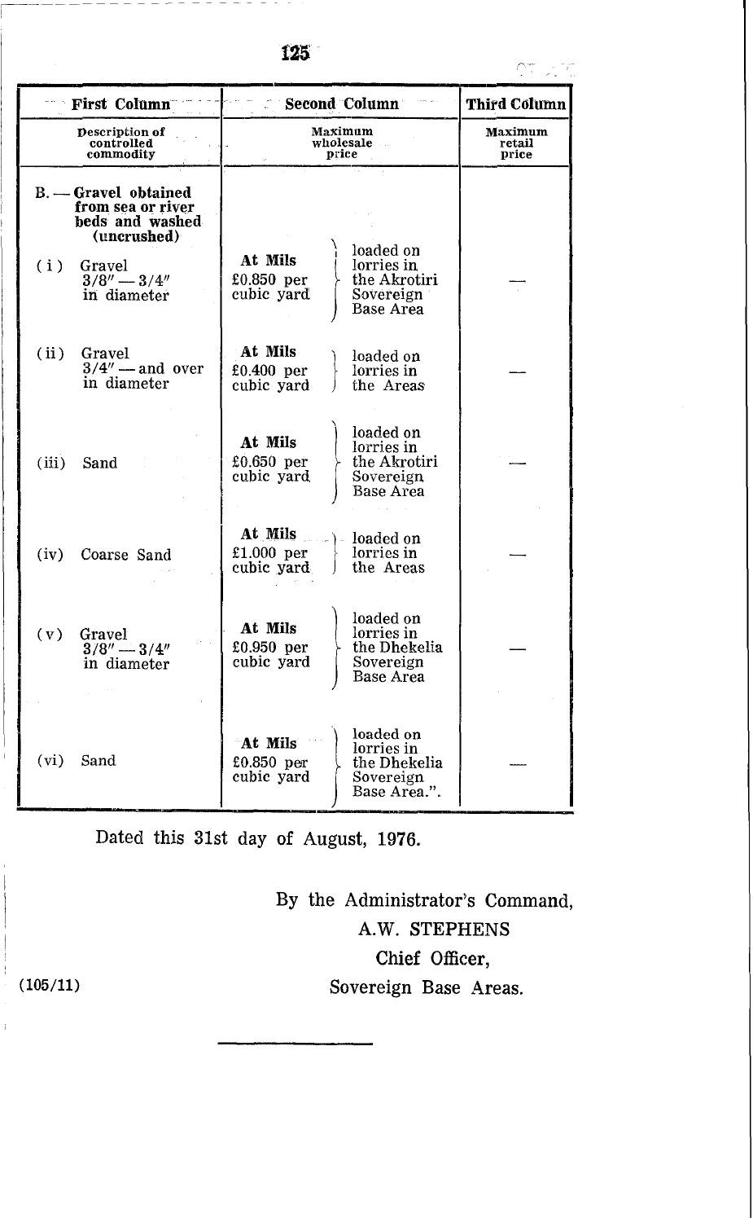| First Column | Second Column | Third Column |
|---|---|---|
| Description of controlled commodity | Maximum wholesale price | Maximum retail price |
| **B. — Gravel obtained from sea or river beds and washed (uncrushed)** | | |
| (i) Gravel 3/8″ — 3/4″ in diameter | **At Mils** £0.850 per cubic yard — loaded on lorries in the Akrotiri Sovereign Base Area | — |
| (ii) Gravel 3/4″ — and over in diameter | **At Mils** £0.400 per cubic yard — loaded on lorries in the Areas | — |
| (iii) Sand | **At Mils** £0.650 per cubic yard — loaded on lorries in the Akrotiri Sovereign Base Area | — |
| (iv) Coarse Sand | **At Mils** £1.000 per cubic yard — loaded on lorries in the Areas | — |
| (v) Gravel 3/8″ — 3/4″ in diameter | **At Mils** £0.950 per cubic yard — loaded on lorries in the Dhekelia Sovereign Base Area | — |
| (vi) Sand | **At Mils** £0.850 per cubic yard — loaded on lorries in the Dhekelia Sovereign Base Area.". | — |

Dated this 31st day of August, 1976.

By the Administrator's Command,
A.W. STEPHENS
Chief Officer,
Sovereign Base Areas.

(105/11)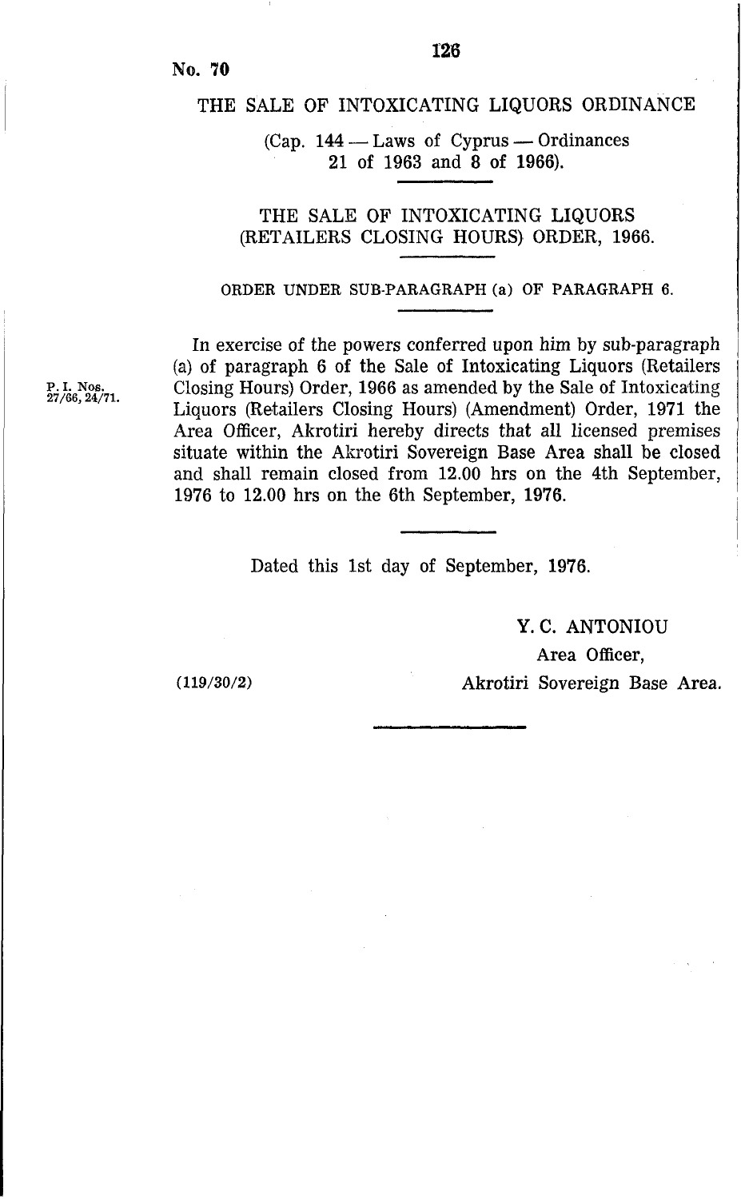No. 70

# THE SALE OF INTOXICATING LIQUORS ORDINANCE

(Cap. 144 — Laws of Cyprus — Ordinances 21 of 1963 and 8 of 1966).

## THE SALE OF INTOXICATING LIQUORS (RETAILERS CLOSING HOURS) ORDER, 1966.

ORDER UNDER SUB-PARAGRAPH (a) OF PARAGRAPH 6.

P. I. Nos. 27/66, 24/71.

In exercise of the powers conferred upon him by sub-paragraph (a) of paragraph 6 of the Sale of Intoxicating Liquors (Retailers Closing Hours) Order, 1966 as amended by the Sale of Intoxicating Liquors (Retailers Closing Hours) (Amendment) Order, 1971 the Area Officer, Akrotiri hereby directs that all licensed premises situate within the Akrotiri Sovereign Base Area shall be closed and shall remain closed from 12.00 hrs on the 4th September, 1976 to 12.00 hrs on the 6th September, 1976.

Dated this 1st day of September, 1976.

Y. C. ANTONIOU
Area Officer,
Akrotiri Sovereign Base Area.

(119/30/2)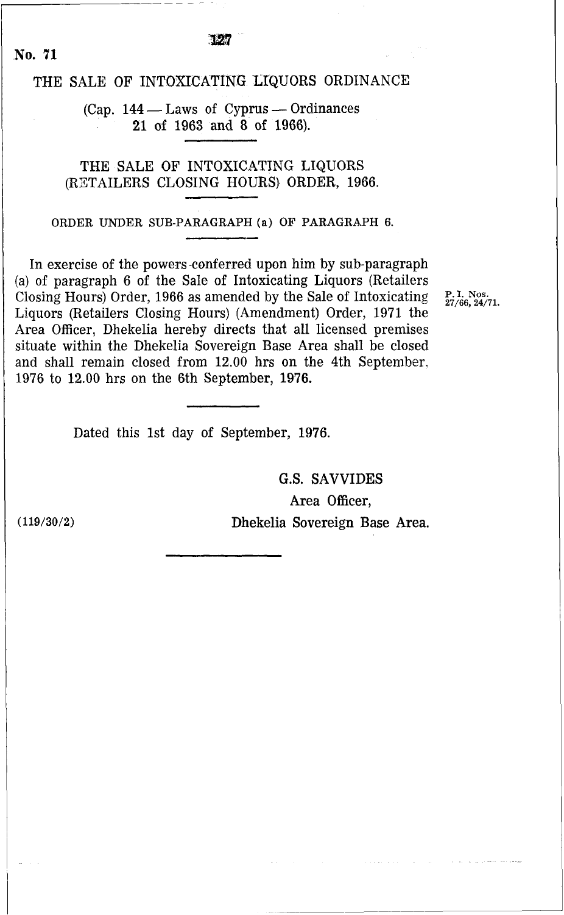No. 71

# THE SALE OF INTOXICATING LIQUORS ORDINANCE

(Cap. 144 — Laws of Cyprus — Ordinances 21 of 1963 and 8 of 1966).

## THE SALE OF INTOXICATING LIQUORS (RETAILERS CLOSING HOURS) ORDER, 1966.

### ORDER UNDER SUB-PARAGRAPH (a) OF PARAGRAPH 6.

In exercise of the powers conferred upon him by sub-paragraph (a) of paragraph 6 of the Sale of Intoxicating Liquors (Retailers Closing Hours) Order, 1966 as amended by the Sale of Intoxicating Liquors (Retailers Closing Hours) (Amendment) Order, 1971 the Area Officer, Dhekelia hereby directs that all licensed premises situate within the Dhekelia Sovereign Base Area shall be closed and shall remain closed from 12.00 hrs on the 4th September, 1976 to 12.00 hrs on the 6th September, 1976.

P. I. Nos. 27/66, 24/71.

Dated this 1st day of September, 1976.

G.S. SAVVIDES
Area Officer,
Dhekelia Sovereign Base Area.

(119/30/2)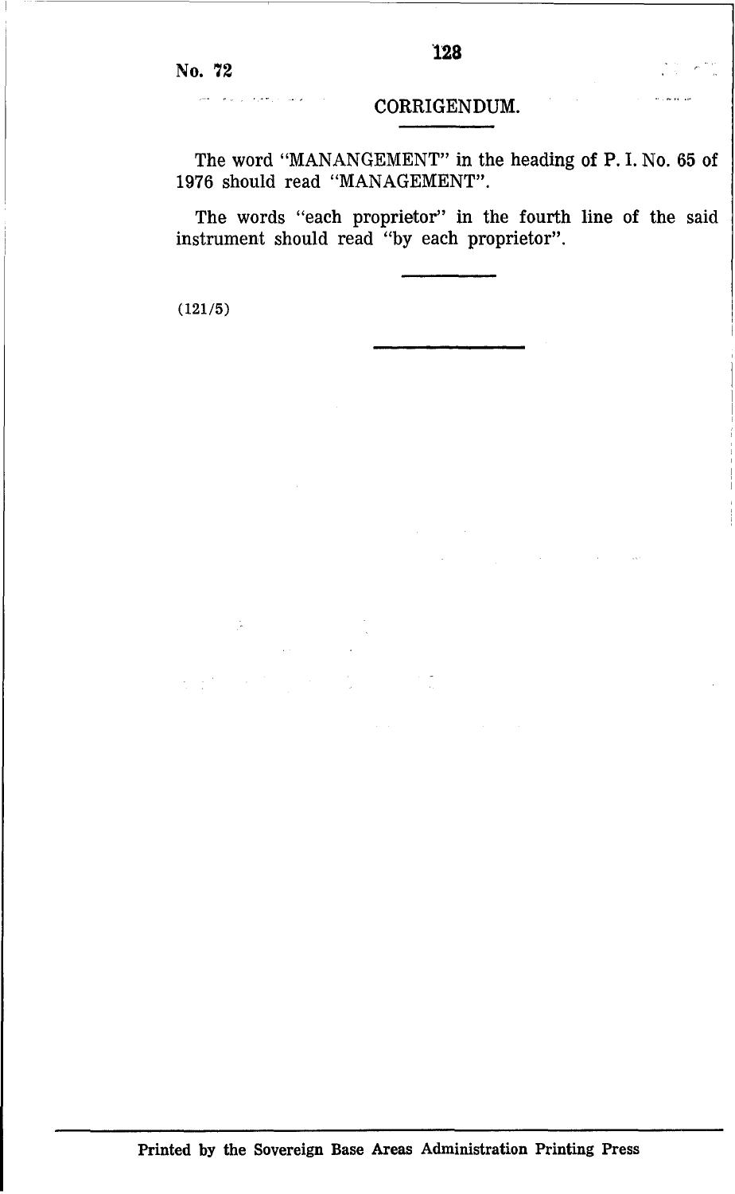No. 72

## CORRIGENDUM.

The word "MANANGEMENT" in the heading of P. I. No. 65 of 1976 should read "MANAGEMENT".

The words "each proprietor" in the fourth line of the said instrument should read "by each proprietor".

(121/5)

Printed by the Sovereign Base Areas Administration Printing Press